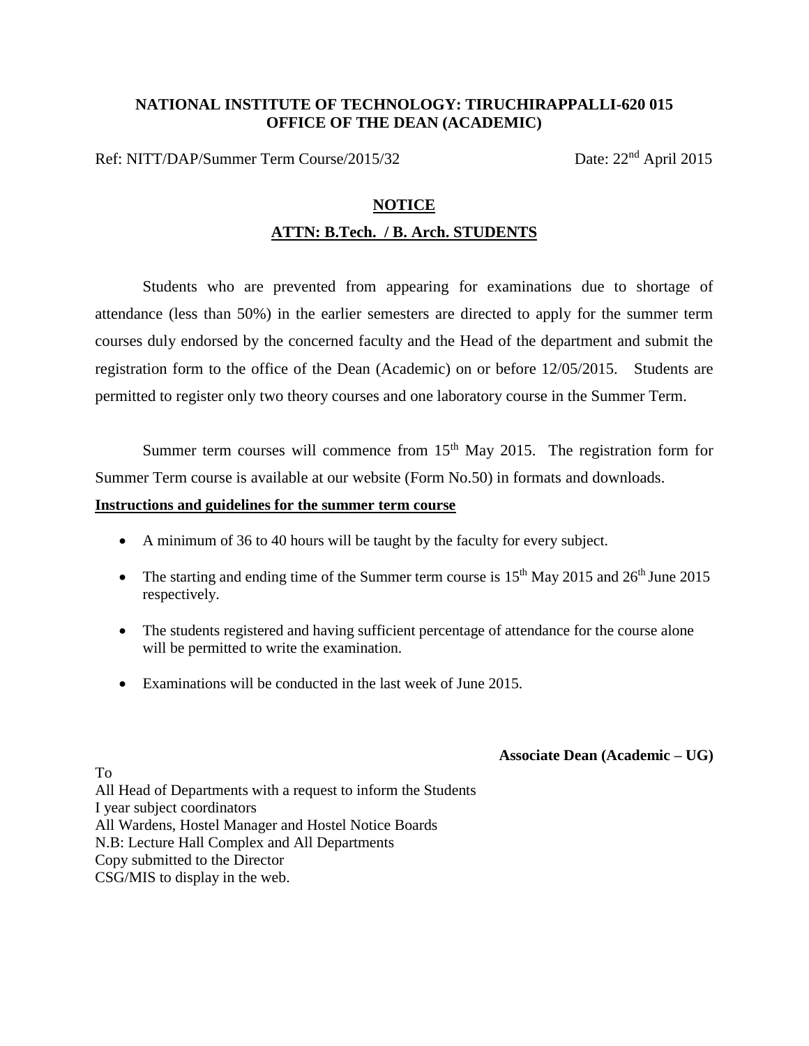**NATIONAL INSTITUTE OF TECHNOLOGY: TIRUCHIRAPPALLI-620 015**
**OFFICE OF THE DEAN (ACADEMIC)**

Ref: NITT/DAP/Summer Term Course/2015/32 Date: 22nd April 2015

## NOTICE

### ATTN: B.Tech. / B. Arch. STUDENTS

Students who are prevented from appearing for examinations due to shortage of attendance (less than 50%) in the earlier semesters are directed to apply for the summer term courses duly endorsed by the concerned faculty and the Head of the department and submit the registration form to the office of the Dean (Academic) on or before 12/05/2015. Students are permitted to register only two theory courses and one laboratory course in the Summer Term.

Summer term courses will commence from 15th May 2015. The registration form for Summer Term course is available at our website (Form No.50) in formats and downloads.

**Instructions and guidelines for the summer term course**

- A minimum of 36 to 40 hours will be taught by the faculty for every subject.
- The starting and ending time of the Summer term course is 15th May 2015 and 26th June 2015 respectively.
- The students registered and having sufficient percentage of attendance for the course alone will be permitted to write the examination.
- Examinations will be conducted in the last week of June 2015.

**Associate Dean (Academic – UG)**

To
All Head of Departments with a request to inform the Students
I year subject coordinators
All Wardens, Hostel Manager and Hostel Notice Boards
N.B: Lecture Hall Complex and All Departments
Copy submitted to the Director
CSG/MIS to display in the web.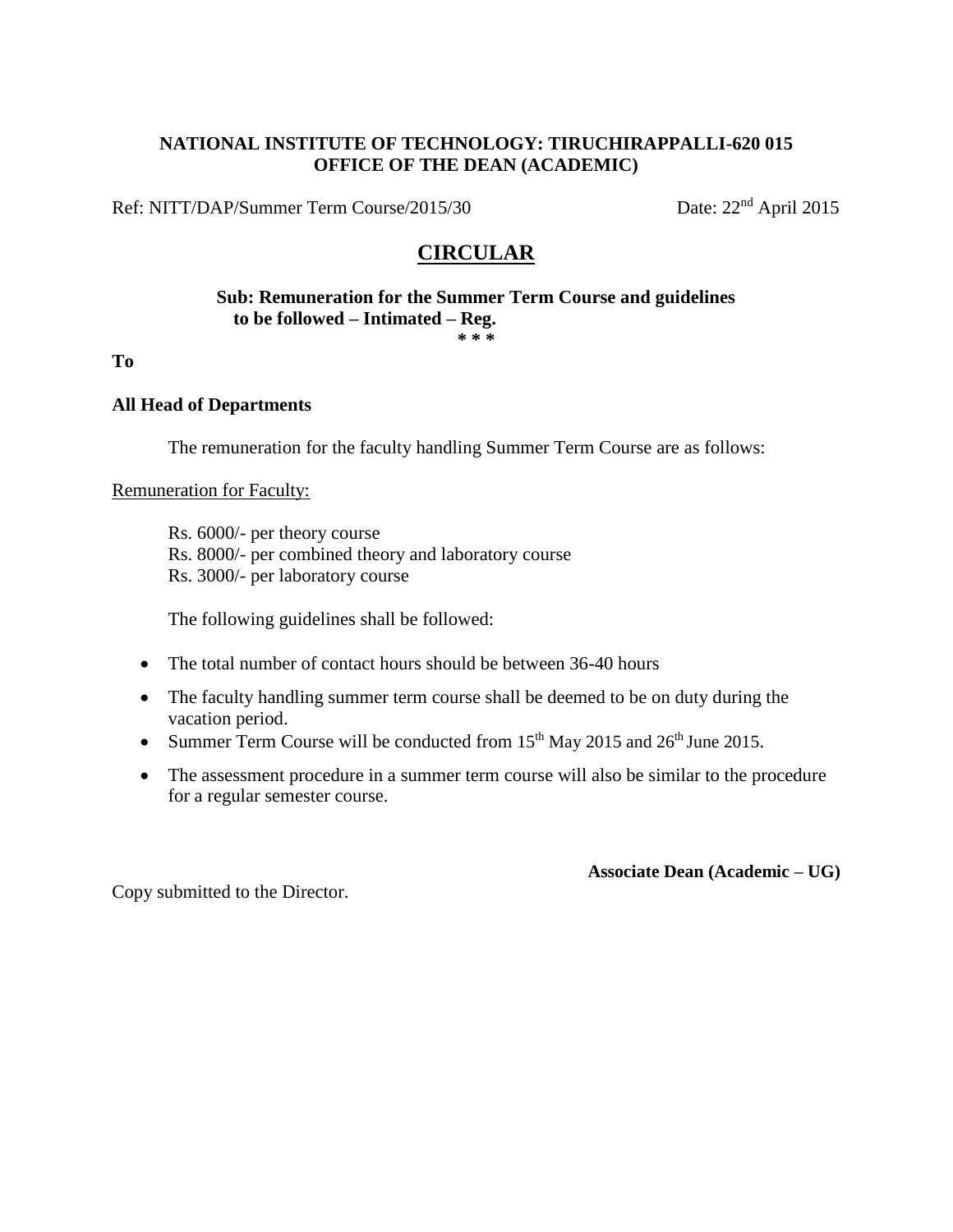**NATIONAL INSTITUTE OF TECHNOLOGY: TIRUCHIRAPPALLI-620 015**
**OFFICE OF THE DEAN (ACADEMIC)**

Ref: NITT/DAP/Summer Term Course/2015/30 Date: 22nd April 2015

# CIRCULAR

**Sub: Remuneration for the Summer Term Course and guidelines to be followed – Intimated – Reg.**

\* \* \*

**To**

**All Head of Departments**

The remuneration for the faculty handling Summer Term Course are as follows:

Remuneration for Faculty:

Rs. 6000/- per theory course
Rs. 8000/- per combined theory and laboratory course
Rs. 3000/- per laboratory course

The following guidelines shall be followed:

- The total number of contact hours should be between 36-40 hours
- The faculty handling summer term course shall be deemed to be on duty during the vacation period.
- Summer Term Course will be conducted from 15th May 2015 and 26th June 2015.
- The assessment procedure in a summer term course will also be similar to the procedure for a regular semester course.

**Associate Dean (Academic – UG)**

Copy submitted to the Director.